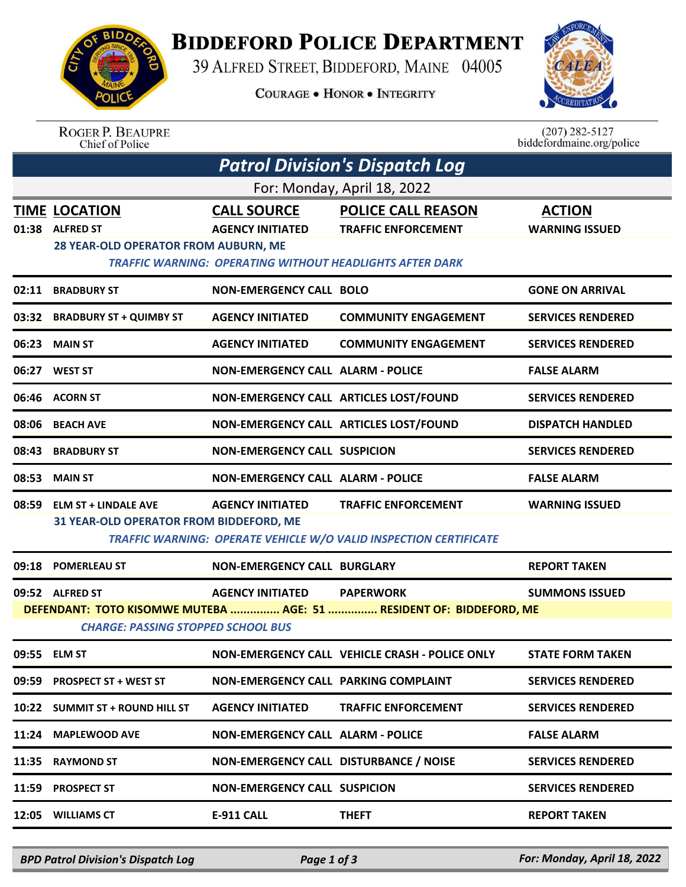# Biddeford Police Department

39 Alfred Street, Biddeford, Maine 04005

Courage • Honor • Integrity

Roger P. Beaupre
Chief of Police

(207) 282-5127
biddefordmaine.org/police

## Patrol Division's Dispatch Log

For: Monday, April 18, 2022

| TIME | LOCATION | CALL SOURCE | POLICE CALL REASON | ACTION |
|---|---|---|---|---|
| 01:38 | ALFRED ST | AGENCY INITIATED | TRAFFIC ENFORCEMENT | WARNING ISSUED |
| | 28 YEAR-OLD OPERATOR FROM AUBURN, ME | | | |
| | *TRAFFIC WARNING: OPERATING WITHOUT HEADLIGHTS AFTER DARK* | | | |
| 02:11 | BRADBURY ST | NON-EMERGENCY CALL | BOLO | GONE ON ARRIVAL |
| 03:32 | BRADBURY ST + QUIMBY ST | AGENCY INITIATED | COMMUNITY ENGAGEMENT | SERVICES RENDERED |
| 06:23 | MAIN ST | AGENCY INITIATED | COMMUNITY ENGAGEMENT | SERVICES RENDERED |
| 06:27 | WEST ST | NON-EMERGENCY CALL | ALARM - POLICE | FALSE ALARM |
| 06:46 | ACORN ST | NON-EMERGENCY CALL | ARTICLES LOST/FOUND | SERVICES RENDERED |
| 08:06 | BEACH AVE | NON-EMERGENCY CALL | ARTICLES LOST/FOUND | DISPATCH HANDLED |
| 08:43 | BRADBURY ST | NON-EMERGENCY CALL | SUSPICION | SERVICES RENDERED |
| 08:53 | MAIN ST | NON-EMERGENCY CALL | ALARM - POLICE | FALSE ALARM |
| 08:59 | ELM ST + LINDALE AVE | AGENCY INITIATED | TRAFFIC ENFORCEMENT | WARNING ISSUED |
| | 31 YEAR-OLD OPERATOR FROM BIDDEFORD, ME | | | |
| | *TRAFFIC WARNING: OPERATE VEHICLE W/O VALID INSPECTION CERTIFICATE* | | | |
| 09:18 | POMERLEAU ST | NON-EMERGENCY CALL | BURGLARY | REPORT TAKEN |
| 09:52 | ALFRED ST | AGENCY INITIATED | PAPERWORK | SUMMONS ISSUED |
| | DEFENDANT: TOTO KISOMWE MUTEBA ............... AGE: 51 ............... RESIDENT OF: BIDDEFORD, ME | | | |
| | *CHARGE: PASSING STOPPED SCHOOL BUS* | | | |
| 09:55 | ELM ST | NON-EMERGENCY CALL | VEHICLE CRASH - POLICE ONLY | STATE FORM TAKEN |
| 09:59 | PROSPECT ST + WEST ST | NON-EMERGENCY CALL | PARKING COMPLAINT | SERVICES RENDERED |
| 10:22 | SUMMIT ST + ROUND HILL ST | AGENCY INITIATED | TRAFFIC ENFORCEMENT | SERVICES RENDERED |
| 11:24 | MAPLEWOOD AVE | NON-EMERGENCY CALL | ALARM - POLICE | FALSE ALARM |
| 11:35 | RAYMOND ST | NON-EMERGENCY CALL | DISTURBANCE / NOISE | SERVICES RENDERED |
| 11:59 | PROSPECT ST | NON-EMERGENCY CALL | SUSPICION | SERVICES RENDERED |
| 12:05 | WILLIAMS CT | E-911 CALL | THEFT | REPORT TAKEN |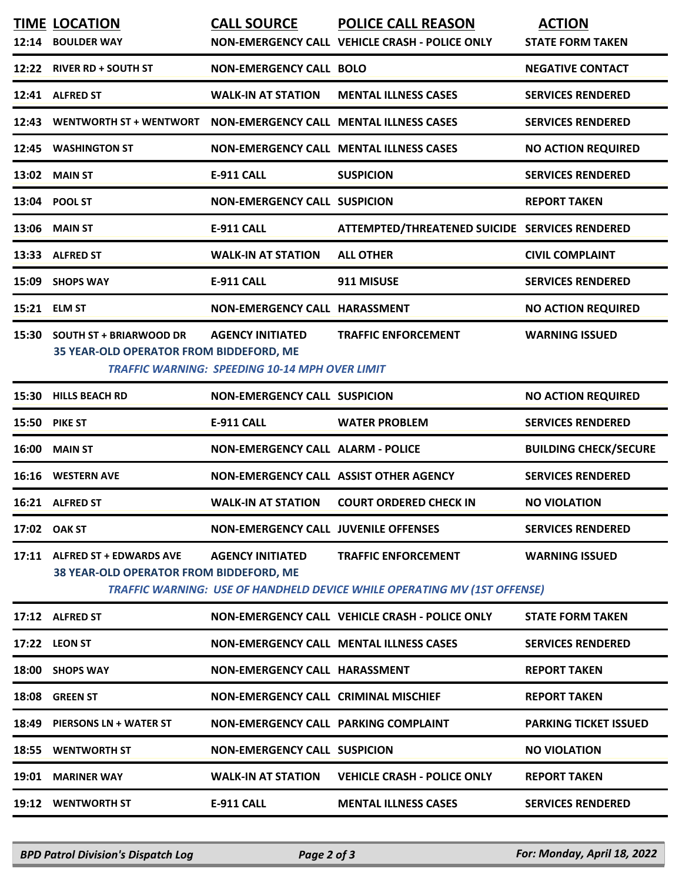| TIME | LOCATION | CALL SOURCE | POLICE CALL REASON | ACTION |
|---|---|---|---|---|
| 12:14 | BOULDER WAY | NON-EMERGENCY CALL | VEHICLE CRASH - POLICE ONLY | STATE FORM TAKEN |
| 12:22 | RIVER RD + SOUTH ST | NON-EMERGENCY CALL | BOLO | NEGATIVE CONTACT |
| 12:41 | ALFRED ST | WALK-IN AT STATION | MENTAL ILLNESS CASES | SERVICES RENDERED |
| 12:43 | WENTWORTH ST + WENTWORT | NON-EMERGENCY CALL | MENTAL ILLNESS CASES | SERVICES RENDERED |
| 12:45 | WASHINGTON ST | NON-EMERGENCY CALL | MENTAL ILLNESS CASES | NO ACTION REQUIRED |
| 13:02 | MAIN ST | E-911 CALL | SUSPICION | SERVICES RENDERED |
| 13:04 | POOL ST | NON-EMERGENCY CALL | SUSPICION | REPORT TAKEN |
| 13:06 | MAIN ST | E-911 CALL | ATTEMPTED/THREATENED SUICIDE | SERVICES RENDERED |
| 13:33 | ALFRED ST | WALK-IN AT STATION | ALL OTHER | CIVIL COMPLAINT |
| 15:09 | SHOPS WAY | E-911 CALL | 911 MISUSE | SERVICES RENDERED |
| 15:21 | ELM ST | NON-EMERGENCY CALL | HARASSMENT | NO ACTION REQUIRED |
| 15:30 | SOUTH ST + BRIARWOOD DR<br>35 YEAR-OLD OPERATOR FROM BIDDEFORD, ME<br>*TRAFFIC WARNING: SPEEDING 10-14 MPH OVER LIMIT* | AGENCY INITIATED | TRAFFIC ENFORCEMENT | WARNING ISSUED |
| 15:30 | HILLS BEACH RD | NON-EMERGENCY CALL | SUSPICION | NO ACTION REQUIRED |
| 15:50 | PIKE ST | E-911 CALL | WATER PROBLEM | SERVICES RENDERED |
| 16:00 | MAIN ST | NON-EMERGENCY CALL | ALARM - POLICE | BUILDING CHECK/SECURE |
| 16:16 | WESTERN AVE | NON-EMERGENCY CALL | ASSIST OTHER AGENCY | SERVICES RENDERED |
| 16:21 | ALFRED ST | WALK-IN AT STATION | COURT ORDERED CHECK IN | NO VIOLATION |
| 17:02 | OAK ST | NON-EMERGENCY CALL | JUVENILE OFFENSES | SERVICES RENDERED |
| 17:11 | ALFRED ST + EDWARDS AVE<br>38 YEAR-OLD OPERATOR FROM BIDDEFORD, ME<br>*TRAFFIC WARNING: USE OF HANDHELD DEVICE WHILE OPERATING MV (1ST OFFENSE)* | AGENCY INITIATED | TRAFFIC ENFORCEMENT | WARNING ISSUED |
| 17:12 | ALFRED ST | NON-EMERGENCY CALL | VEHICLE CRASH - POLICE ONLY | STATE FORM TAKEN |
| 17:22 | LEON ST | NON-EMERGENCY CALL | MENTAL ILLNESS CASES | SERVICES RENDERED |
| 18:00 | SHOPS WAY | NON-EMERGENCY CALL | HARASSMENT | REPORT TAKEN |
| 18:08 | GREEN ST | NON-EMERGENCY CALL | CRIMINAL MISCHIEF | REPORT TAKEN |
| 18:49 | PIERSONS LN + WATER ST | NON-EMERGENCY CALL | PARKING COMPLAINT | PARKING TICKET ISSUED |
| 18:55 | WENTWORTH ST | NON-EMERGENCY CALL | SUSPICION | NO VIOLATION |
| 19:01 | MARINER WAY | WALK-IN AT STATION | VEHICLE CRASH - POLICE ONLY | REPORT TAKEN |
| 19:12 | WENTWORTH ST | E-911 CALL | MENTAL ILLNESS CASES | SERVICES RENDERED |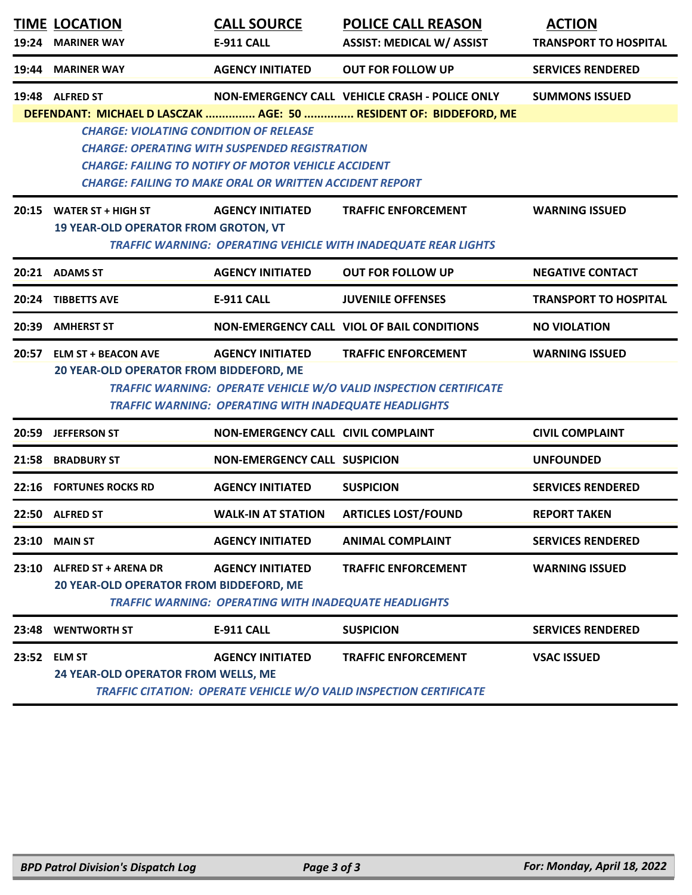| TIME | LOCATION | CALL SOURCE | POLICE CALL REASON | ACTION |
|---|---|---|---|---|
| 19:24 | MARINER WAY | E-911 CALL | ASSIST: MEDICAL W/ ASSIST | TRANSPORT TO HOSPITAL |
| 19:44 | MARINER WAY | AGENCY INITIATED | OUT FOR FOLLOW UP | SERVICES RENDERED |
| 19:48 | ALFRED ST | NON-EMERGENCY CALL | VEHICLE CRASH - POLICE ONLY | SUMMONS ISSUED |
| | DEFENDANT: MICHAEL D LASCZAK ............... AGE: 50 ............... RESIDENT OF: BIDDEFORD, ME | | | |
| | *CHARGE: VIOLATING CONDITION OF RELEASE* | | | |
| | *CHARGE: OPERATING WITH SUSPENDED REGISTRATION* | | | |
| | *CHARGE: FAILING TO NOTIFY OF MOTOR VEHICLE ACCIDENT* | | | |
| | *CHARGE: FAILING TO MAKE ORAL OR WRITTEN ACCIDENT REPORT* | | | |
| 20:15 | WATER ST + HIGH ST | AGENCY INITIATED | TRAFFIC ENFORCEMENT | WARNING ISSUED |
| | 19 YEAR-OLD OPERATOR FROM GROTON, VT | | | |
| | | | *TRAFFIC WARNING: OPERATING VEHICLE WITH INADEQUATE REAR LIGHTS* | |
| 20:21 | ADAMS ST | AGENCY INITIATED | OUT FOR FOLLOW UP | NEGATIVE CONTACT |
| 20:24 | TIBBETTS AVE | E-911 CALL | JUVENILE OFFENSES | TRANSPORT TO HOSPITAL |
| 20:39 | AMHERST ST | NON-EMERGENCY CALL | VIOL OF BAIL CONDITIONS | NO VIOLATION |
| 20:57 | ELM ST + BEACON AVE | AGENCY INITIATED | TRAFFIC ENFORCEMENT | WARNING ISSUED |
| | 20 YEAR-OLD OPERATOR FROM BIDDEFORD, ME | | | |
| | | | *TRAFFIC WARNING: OPERATE VEHICLE W/O VALID INSPECTION CERTIFICATE* | |
| | | | *TRAFFIC WARNING: OPERATING WITH INADEQUATE HEADLIGHTS* | |
| 20:59 | JEFFERSON ST | NON-EMERGENCY CALL | CIVIL COMPLAINT | CIVIL COMPLAINT |
| 21:58 | BRADBURY ST | NON-EMERGENCY CALL | SUSPICION | UNFOUNDED |
| 22:16 | FORTUNES ROCKS RD | AGENCY INITIATED | SUSPICION | SERVICES RENDERED |
| 22:50 | ALFRED ST | WALK-IN AT STATION | ARTICLES LOST/FOUND | REPORT TAKEN |
| 23:10 | MAIN ST | AGENCY INITIATED | ANIMAL COMPLAINT | SERVICES RENDERED |
| 23:10 | ALFRED ST + ARENA DR | AGENCY INITIATED | TRAFFIC ENFORCEMENT | WARNING ISSUED |
| | 20 YEAR-OLD OPERATOR FROM BIDDEFORD, ME | | | |
| | | | *TRAFFIC WARNING: OPERATING WITH INADEQUATE HEADLIGHTS* | |
| 23:48 | WENTWORTH ST | E-911 CALL | SUSPICION | SERVICES RENDERED |
| 23:52 | ELM ST | AGENCY INITIATED | TRAFFIC ENFORCEMENT | VSAC ISSUED |
| | 24 YEAR-OLD OPERATOR FROM WELLS, ME | | | |
| | | | *TRAFFIC CITATION: OPERATE VEHICLE W/O VALID INSPECTION CERTIFICATE* | |